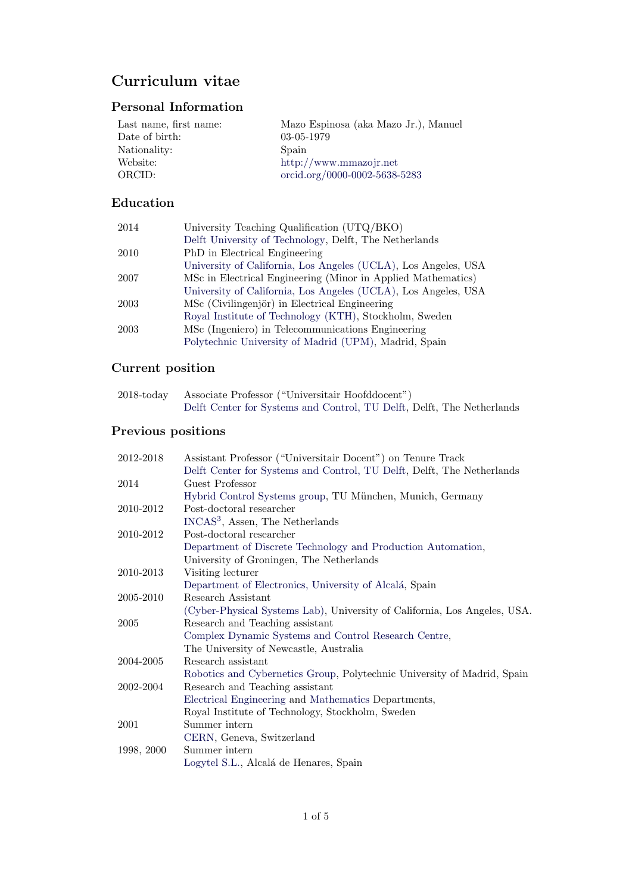# Curriculum vitae

## Personal Information

| | |
|---|---|
| Last name, first name: | Mazo Espinosa (aka Mazo Jr.), Manuel |
| Date of birth: | 03-05-1979 |
| Nationality: | Spain |
| Website: | http://www.mmazojr.net |
| ORCID: | orcid.org/0000-0002-5638-5283 |

## Education

| | |
|---|---|
| 2014 | University Teaching Qualification (UTQ/BKO)<br>Delft University of Technology, Delft, The Netherlands |
| 2010 | PhD in Electrical Engineering<br>University of California, Los Angeles (UCLA), Los Angeles, USA |
| 2007 | MSc in Electrical Engineering (Minor in Applied Mathematics)<br>University of California, Los Angeles (UCLA), Los Angeles, USA |
| 2003 | MSc (Civilingenjör) in Electrical Engineering<br>Royal Institute of Technology (KTH), Stockholm, Sweden |
| 2003 | MSc (Ingeniero) in Telecommunications Engineering<br>Polytechnic University of Madrid (UPM), Madrid, Spain |

## Current position

| | |
|---|---|
| 2018-today | Associate Professor ("Universitair Hoofddocent")<br>Delft Center for Systems and Control, TU Delft, Delft, The Netherlands |

## Previous positions

| | |
|---|---|
| 2012-2018 | Assistant Professor ("Universitair Docent") on Tenure Track<br>Delft Center for Systems and Control, TU Delft, Delft, The Netherlands |
| 2014 | Guest Professor<br>Hybrid Control Systems group, TU München, Munich, Germany |
| 2010-2012 | Post-doctoral researcher<br>INCAS$^3$, Assen, The Netherlands |
| 2010-2012 | Post-doctoral researcher<br>Department of Discrete Technology and Production Automation,<br>University of Groningen, The Netherlands |
| 2010-2013 | Visiting lecturer<br>Department of Electronics, University of Alcalá, Spain |
| 2005-2010 | Research Assistant<br>(Cyber-Physical Systems Lab), University of California, Los Angeles, USA. |
| 2005 | Research and Teaching assistant<br>Complex Dynamic Systems and Control Research Centre,<br>The University of Newcastle, Australia |
| 2004-2005 | Research assistant<br>Robotics and Cybernetics Group, Polytechnic University of Madrid, Spain |
| 2002-2004 | Research and Teaching assistant<br>Electrical Engineering and Mathematics Departments,<br>Royal Institute of Technology, Stockholm, Sweden |
| 2001 | Summer intern<br>CERN, Geneva, Switzerland |
| 1998, 2000 | Summer intern<br>Logytel S.L., Alcalá de Henares, Spain |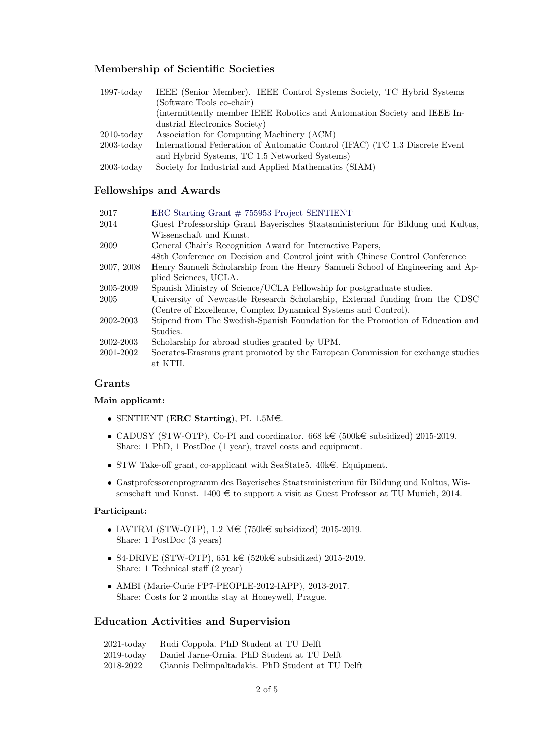## Membership of Scientific Societies

| | |
|---|---|
| 1997-today | IEEE (Senior Member). IEEE Control Systems Society, TC Hybrid Systems (Software Tools co-chair) (intermittently member IEEE Robotics and Automation Society and IEEE Industrial Electronics Society) |
| 2010-today | Association for Computing Machinery (ACM) |
| 2003-today | International Federation of Automatic Control (IFAC) (TC 1.3 Discrete Event and Hybrid Systems, TC 1.5 Networked Systems) |
| 2003-today | Society for Industrial and Applied Mathematics (SIAM) |

## Fellowships and Awards

| | |
|---|---|
| 2017 | ERC Starting Grant # 755953 Project SENTIENT |
| 2014 | Guest Professorship Grant Bayerisches Staatsministerium für Bildung und Kultus, Wissenschaft und Kunst. |
| 2009 | General Chair's Recognition Award for Interactive Papers, 48th Conference on Decision and Control joint with Chinese Control Conference |
| 2007, 2008 | Henry Samueli Scholarship from the Henry Samueli School of Engineering and Applied Sciences, UCLA. |
| 2005-2009 | Spanish Ministry of Science/UCLA Fellowship for postgraduate studies. |
| 2005 | University of Newcastle Research Scholarship, External funding from the CDSC (Centre of Excellence, Complex Dynamical Systems and Control). |
| 2002-2003 | Stipend from The Swedish-Spanish Foundation for the Promotion of Education and Studies. |
| 2002-2003 | Scholarship for abroad studies granted by UPM. |
| 2001-2002 | Socrates-Erasmus grant promoted by the European Commission for exchange studies at KTH. |

## Grants

**Main applicant:**

- SENTIENT (**ERC Starting**), PI. 1.5M€.
- CADUSY (STW-OTP), Co-PI and coordinator. 668 k€ (500k€ subsidized) 2015-2019. Share: 1 PhD, 1 PostDoc (1 year), travel costs and equipment.
- STW Take-off grant, co-applicant with SeaState5. 40k€. Equipment.
- Gastprofessorenprogramm des Bayerisches Staatsministerium für Bildung und Kultus, Wissenschaft und Kunst. 1400 € to support a visit as Guest Professor at TU Munich, 2014.

**Participant:**

- IAVTRM (STW-OTP), 1.2 M€ (750k€ subsidized) 2015-2019. Share: 1 PostDoc (3 years)
- S4-DRIVE (STW-OTP), 651 k€ (520k€ subsidized) 2015-2019. Share: 1 Technical staff (2 year)
- AMBI (Marie-Curie FP7-PEOPLE-2012-IAPP), 2013-2017. Share: Costs for 2 months stay at Honeywell, Prague.

## Education Activities and Supervision

| | |
|---|---|
| 2021-today | Rudi Coppola. PhD Student at TU Delft |
| 2019-today | Daniel Jarne-Ornia. PhD Student at TU Delft |
| 2018-2022 | Giannis Delimpaltadakis. PhD Student at TU Delft |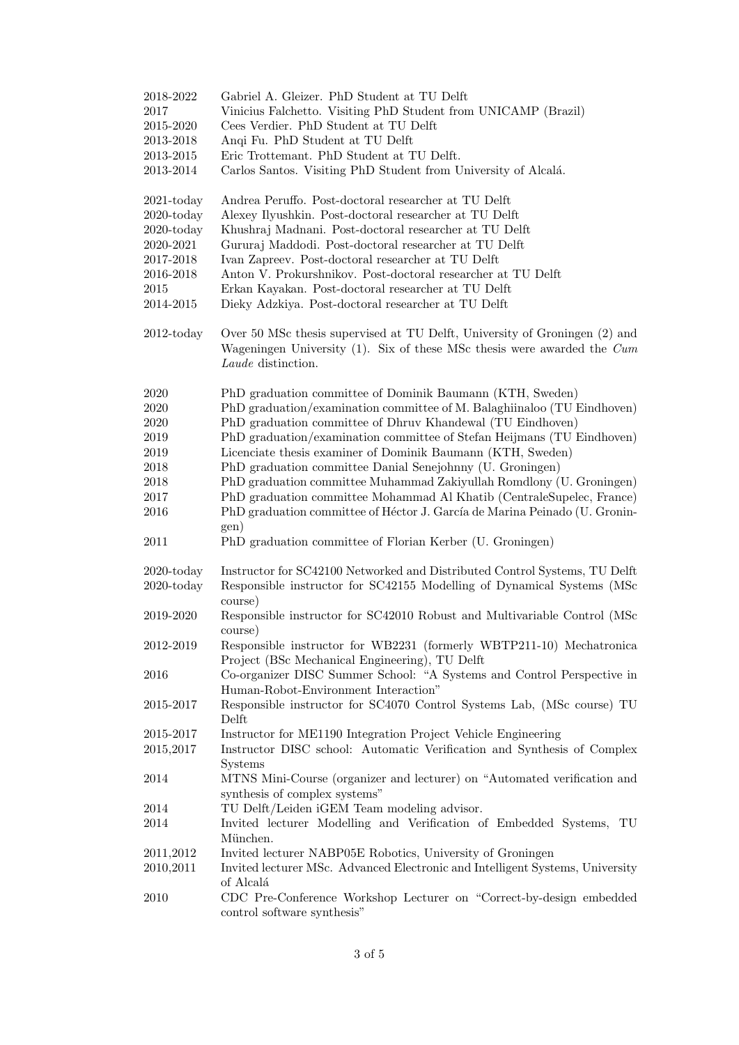| | |
|---|---|
| 2018-2022 | Gabriel A. Gleizer. PhD Student at TU Delft |
| 2017 | Vinicius Falchetto. Visiting PhD Student from UNICAMP (Brazil) |
| 2015-2020 | Cees Verdier. PhD Student at TU Delft |
| 2013-2018 | Anqi Fu. PhD Student at TU Delft |
| 2013-2015 | Eric Trottemant. PhD Student at TU Delft. |
| 2013-2014 | Carlos Santos. Visiting PhD Student from University of Alcalá. |

| | |
|---|---|
| 2021-today | Andrea Peruffo. Post-doctoral researcher at TU Delft |
| 2020-today | Alexey Ilyushkin. Post-doctoral researcher at TU Delft |
| 2020-today | Khushraj Madnani. Post-doctoral researcher at TU Delft |
| 2020-2021 | Gururaj Maddodi. Post-doctoral researcher at TU Delft |
| 2017-2018 | Ivan Zapreev. Post-doctoral researcher at TU Delft |
| 2016-2018 | Anton V. Prokurshnikov. Post-doctoral researcher at TU Delft |
| 2015 | Erkan Kayakan. Post-doctoral researcher at TU Delft |
| 2014-2015 | Dieky Adzkiya. Post-doctoral researcher at TU Delft |

| | |
|---|---|
| 2012-today | Over 50 MSc thesis supervised at TU Delft, University of Groningen (2) and Wageningen University (1). Six of these MSc thesis were awarded the *Cum Laude* distinction. |

| | |
|---|---|
| 2020 | PhD graduation committee of Dominik Baumann (KTH, Sweden) |
| 2020 | PhD graduation/examination committee of M. Balaghiinaloo (TU Eindhoven) |
| 2020 | PhD graduation committee of Dhruv Khandewal (TU Eindhoven) |
| 2019 | PhD graduation/examination committee of Stefan Heijmans (TU Eindhoven) |
| 2019 | Licenciate thesis examiner of Dominik Baumann (KTH, Sweden) |
| 2018 | PhD graduation committee Danial Senejohnny (U. Groningen) |
| 2018 | PhD graduation committee Muhammad Zakiyullah Romdlony (U. Groningen) |
| 2017 | PhD graduation committee Mohammad Al Khatib (CentraleSupelec, France) |
| 2016 | PhD graduation committee of Héctor J. García de Marina Peinado (U. Groningen) |
| 2011 | PhD graduation committee of Florian Kerber (U. Groningen) |

| | |
|---|---|
| 2020-today | Instructor for SC42100 Networked and Distributed Control Systems, TU Delft |
| 2020-today | Responsible instructor for SC42155 Modelling of Dynamical Systems (MSc course) |
| 2019-2020 | Responsible instructor for SC42010 Robust and Multivariable Control (MSc course) |
| 2012-2019 | Responsible instructor for WB2231 (formerly WBTP211-10) Mechatronica Project (BSc Mechanical Engineering), TU Delft |
| 2016 | Co-organizer DISC Summer School: "A Systems and Control Perspective in Human-Robot-Environment Interaction" |
| 2015-2017 | Responsible instructor for SC4070 Control Systems Lab, (MSc course) TU Delft |
| 2015-2017 | Instructor for ME1190 Integration Project Vehicle Engineering |
| 2015,2017 | Instructor DISC school: Automatic Verification and Synthesis of Complex Systems |
| 2014 | MTNS Mini-Course (organizer and lecturer) on "Automated verification and synthesis of complex systems" |
| 2014 | TU Delft/Leiden iGEM Team modeling advisor. |
| 2014 | Invited lecturer Modelling and Verification of Embedded Systems, TU München. |
| 2011,2012 | Invited lecturer NABP05E Robotics, University of Groningen |
| 2010,2011 | Invited lecturer MSc. Advanced Electronic and Intelligent Systems, University of Alcalá |
| 2010 | CDC Pre-Conference Workshop Lecturer on "Correct-by-design embedded control software synthesis" |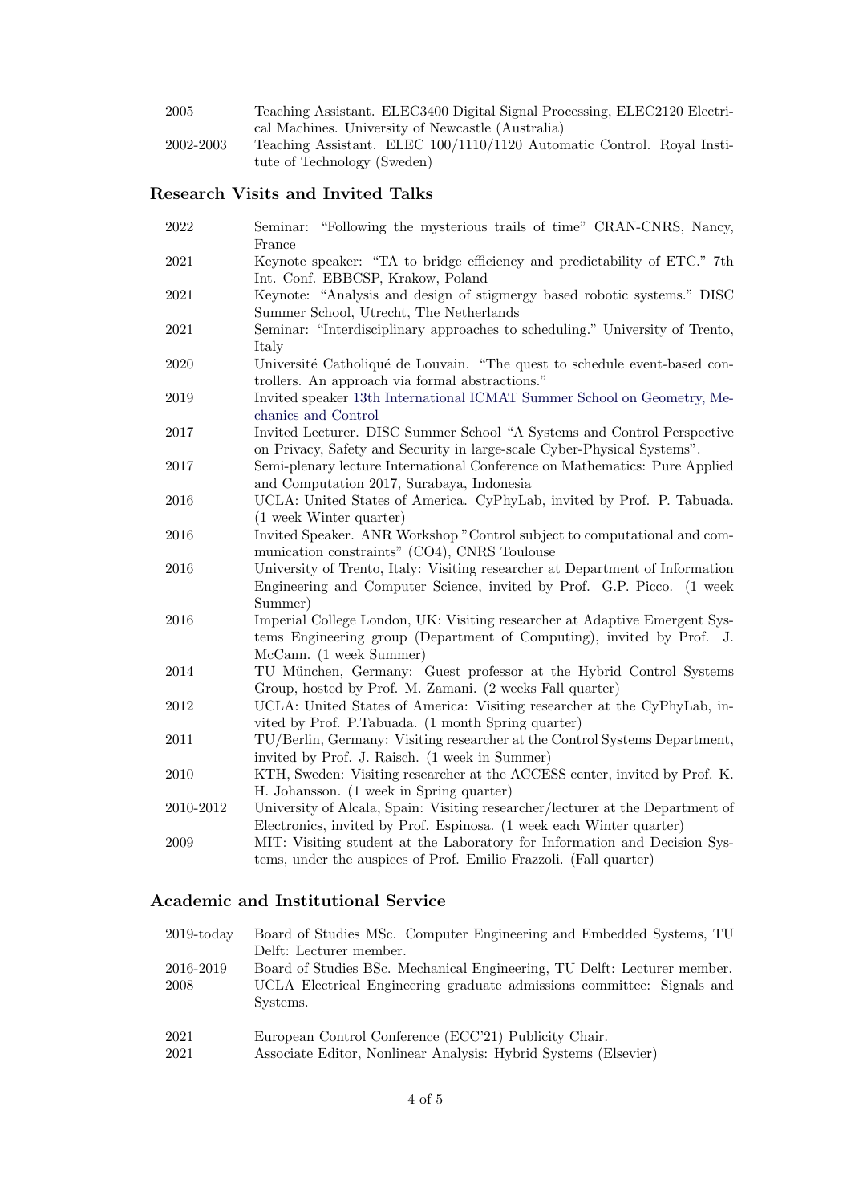| | |
|---|---|
| 2005 | Teaching Assistant. ELEC3400 Digital Signal Processing, ELEC2120 Electrical Machines. University of Newcastle (Australia) |
| 2002-2003 | Teaching Assistant. ELEC 100/1110/1120 Automatic Control. Royal Institute of Technology (Sweden) |

## Research Visits and Invited Talks

| | |
|---|---|
| 2022 | Seminar: "Following the mysterious trails of time" CRAN-CNRS, Nancy, France |
| 2021 | Keynote speaker: "TA to bridge efficiency and predictability of ETC." 7th Int. Conf. EBBCSP, Krakow, Poland |
| 2021 | Keynote: "Analysis and design of stigmergy based robotic systems." DISC Summer School, Utrecht, The Netherlands |
| 2021 | Seminar: "Interdisciplinary approaches to scheduling." University of Trento, Italy |
| 2020 | Université Catholiqué de Louvain. "The quest to schedule event-based controllers. An approach via formal abstractions." |
| 2019 | Invited speaker 13th International ICMAT Summer School on Geometry, Mechanics and Control |
| 2017 | Invited Lecturer. DISC Summer School "A Systems and Control Perspective on Privacy, Safety and Security in large-scale Cyber-Physical Systems". |
| 2017 | Semi-plenary lecture International Conference on Mathematics: Pure Applied and Computation 2017, Surabaya, Indonesia |
| 2016 | UCLA: United States of America. CyPhyLab, invited by Prof. P. Tabuada. (1 week Winter quarter) |
| 2016 | Invited Speaker. ANR Workshop "Control subject to computational and communication constraints" (CO4), CNRS Toulouse |
| 2016 | University of Trento, Italy: Visiting researcher at Department of Information Engineering and Computer Science, invited by Prof. G.P. Picco. (1 week Summer) |
| 2016 | Imperial College London, UK: Visiting researcher at Adaptive Emergent Systems Engineering group (Department of Computing), invited by Prof. J. McCann. (1 week Summer) |
| 2014 | TU München, Germany: Guest professor at the Hybrid Control Systems Group, hosted by Prof. M. Zamani. (2 weeks Fall quarter) |
| 2012 | UCLA: United States of America: Visiting researcher at the CyPhyLab, invited by Prof. P.Tabuada. (1 month Spring quarter) |
| 2011 | TU/Berlin, Germany: Visiting researcher at the Control Systems Department, invited by Prof. J. Raisch. (1 week in Summer) |
| 2010 | KTH, Sweden: Visiting researcher at the ACCESS center, invited by Prof. K. H. Johansson. (1 week in Spring quarter) |
| 2010-2012 | University of Alcala, Spain: Visiting researcher/lecturer at the Department of Electronics, invited by Prof. Espinosa. (1 week each Winter quarter) |
| 2009 | MIT: Visiting student at the Laboratory for Information and Decision Systems, under the auspices of Prof. Emilio Frazzoli. (Fall quarter) |

## Academic and Institutional Service

| | |
|---|---|
| 2019-today | Board of Studies MSc. Computer Engineering and Embedded Systems, TU Delft: Lecturer member. |
| 2016-2019 | Board of Studies BSc. Mechanical Engineering, TU Delft: Lecturer member. |
| 2008 | UCLA Electrical Engineering graduate admissions committee: Signals and Systems. |

| | |
|---|---|
| 2021 | European Control Conference (ECC'21) Publicity Chair. |
| 2021 | Associate Editor, Nonlinear Analysis: Hybrid Systems (Elsevier) |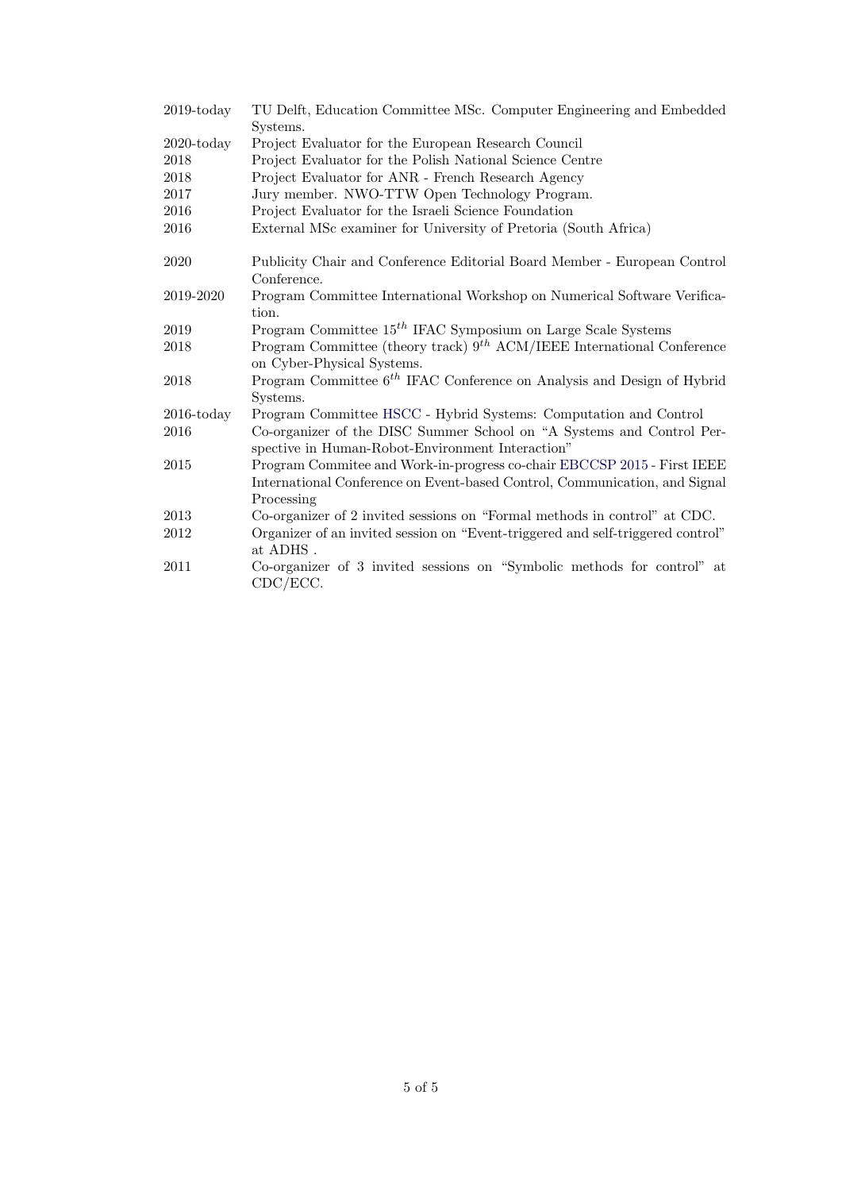| | |
|---|---|
| 2019-today | TU Delft, Education Committee MSc. Computer Engineering and Embedded Systems. |
| 2020-today | Project Evaluator for the European Research Council |
| 2018 | Project Evaluator for the Polish National Science Centre |
| 2018 | Project Evaluator for ANR - French Research Agency |
| 2017 | Jury member. NWO-TTW Open Technology Program. |
| 2016 | Project Evaluator for the Israeli Science Foundation |
| 2016 | External MSc examiner for University of Pretoria (South Africa) |

| | |
|---|---|
| 2020 | Publicity Chair and Conference Editorial Board Member - European Control Conference. |
| 2019-2020 | Program Committee International Workshop on Numerical Software Verification. |
| 2019 | Program Committee $15^{th}$ IFAC Symposium on Large Scale Systems |
| 2018 | Program Committee (theory track) $9^{th}$ ACM/IEEE International Conference on Cyber-Physical Systems. |
| 2018 | Program Committee $6^{th}$ IFAC Conference on Analysis and Design of Hybrid Systems. |
| 2016-today | Program Committee HSCC - Hybrid Systems: Computation and Control |
| 2016 | Co-organizer of the DISC Summer School on "A Systems and Control Perspective in Human-Robot-Environment Interaction" |
| 2015 | Program Commitee and Work-in-progress co-chair EBCCSP 2015 - First IEEE International Conference on Event-based Control, Communication, and Signal Processing |
| 2013 | Co-organizer of 2 invited sessions on "Formal methods in control" at CDC. |
| 2012 | Organizer of an invited session on "Event-triggered and self-triggered control" at ADHS . |
| 2011 | Co-organizer of 3 invited sessions on "Symbolic methods for control" at CDC/ECC. |